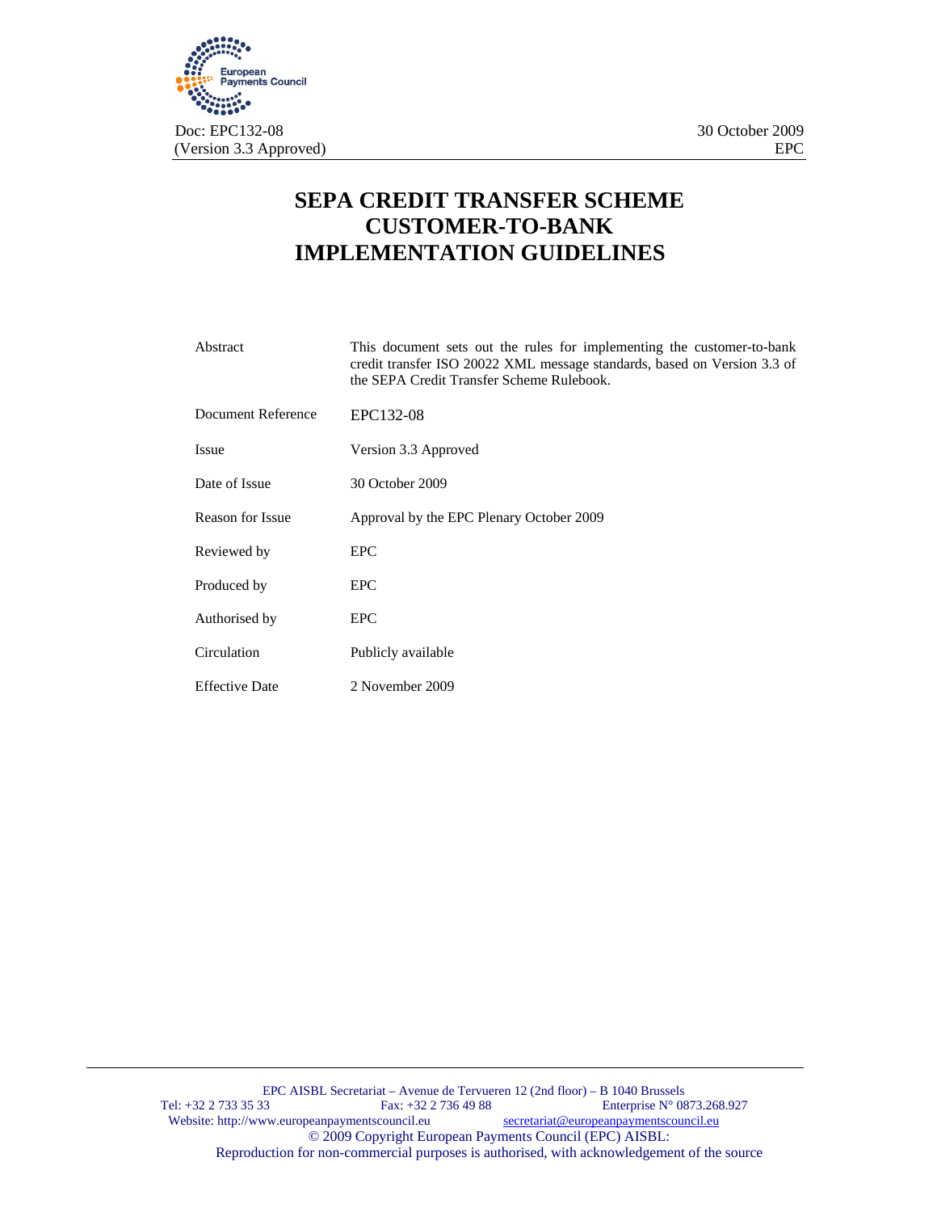European Payments Council

Doc: EPC132-08
(Version 3.3 Approved)

30 October 2009
EPC

# SEPA CREDIT TRANSFER SCHEME CUSTOMER-TO-BANK IMPLEMENTATION GUIDELINES

| | |
|---|---|
| Abstract | This document sets out the rules for implementing the customer-to-bank credit transfer ISO 20022 XML message standards, based on Version 3.3 of the SEPA Credit Transfer Scheme Rulebook. |
| Document Reference | EPC132-08 |
| Issue | Version 3.3 Approved |
| Date of Issue | 30 October 2009 |
| Reason for Issue | Approval by the EPC Plenary October 2009 |
| Reviewed by | EPC |
| Produced by | EPC |
| Authorised by | EPC |
| Circulation | Publicly available |
| Effective Date | 2 November 2009 |

EPC AISBL Secretariat – Avenue de Tervueren 12 (2nd floor) – B 1040 Brussels
Tel: +32 2 733 35 33 Fax: +32 2 736 49 88 Enterprise N° 0873.268.927
Website: http://www.europeanpaymentscouncil.eu secretariat@europeanpaymentscouncil.eu
© 2009 Copyright European Payments Council (EPC) AISBL:
Reproduction for non-commercial purposes is authorised, with acknowledgement of the source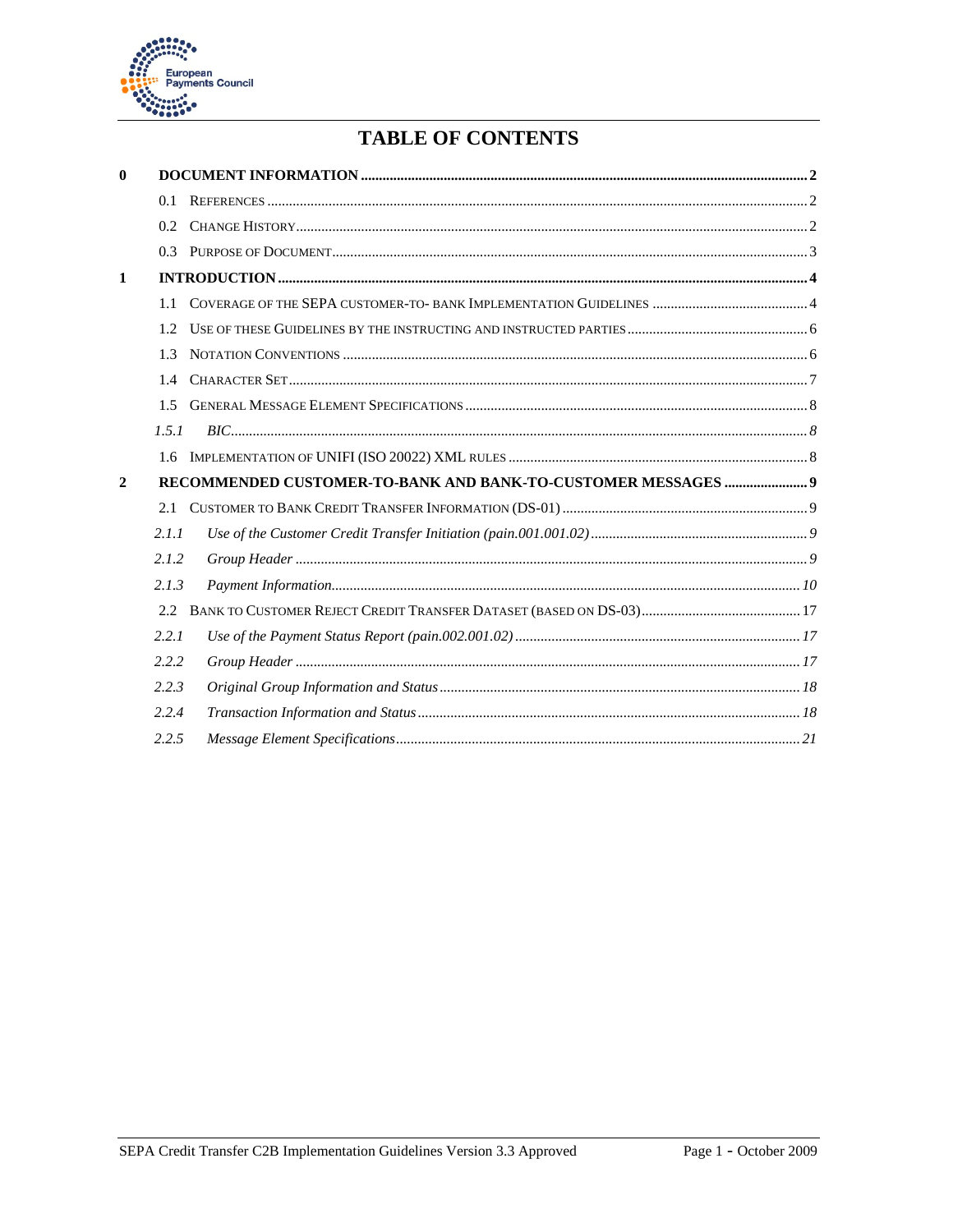# TABLE OF CONTENTS

**0 DOCUMENT INFORMATION** ........ 2

- 0.1 REFERENCES ........ 2
- 0.2 CHANGE HISTORY ........ 2
- 0.3 PURPOSE OF DOCUMENT ........ 3

**1 INTRODUCTION** ........ 4

- 1.1 COVERAGE OF THE SEPA CUSTOMER-TO- BANK IMPLEMENTATION GUIDELINES ........ 4
- 1.2 USE OF THESE GUIDELINES BY THE INSTRUCTING AND INSTRUCTED PARTIES ........ 6
- 1.3 NOTATION CONVENTIONS ........ 6
- 1.4 CHARACTER SET ........ 7
- 1.5 GENERAL MESSAGE ELEMENT SPECIFICATIONS ........ 8
  - *1.5.1 BIC* ........ *8*
- 1.6 IMPLEMENTATION OF UNIFI (ISO 20022) XML RULES ........ 8

**2 RECOMMENDED CUSTOMER-TO-BANK AND BANK-TO-CUSTOMER MESSAGES** ........ 9

- 2.1 CUSTOMER TO BANK CREDIT TRANSFER INFORMATION (DS-01) ........ 9
  - *2.1.1 Use of the Customer Credit Transfer Initiation (pain.001.001.02)* ........ *9*
  - *2.1.2 Group Header* ........ *9*
  - *2.1.3 Payment Information* ........ *10*
- 2.2 BANK TO CUSTOMER REJECT CREDIT TRANSFER DATASET (BASED ON DS-03) ........ 17
  - *2.2.1 Use of the Payment Status Report (pain.002.001.02)* ........ *17*
  - *2.2.2 Group Header* ........ *17*
  - *2.2.3 Original Group Information and Status* ........ *18*
  - *2.2.4 Transaction Information and Status* ........ *18*
  - *2.2.5 Message Element Specifications* ........ *21*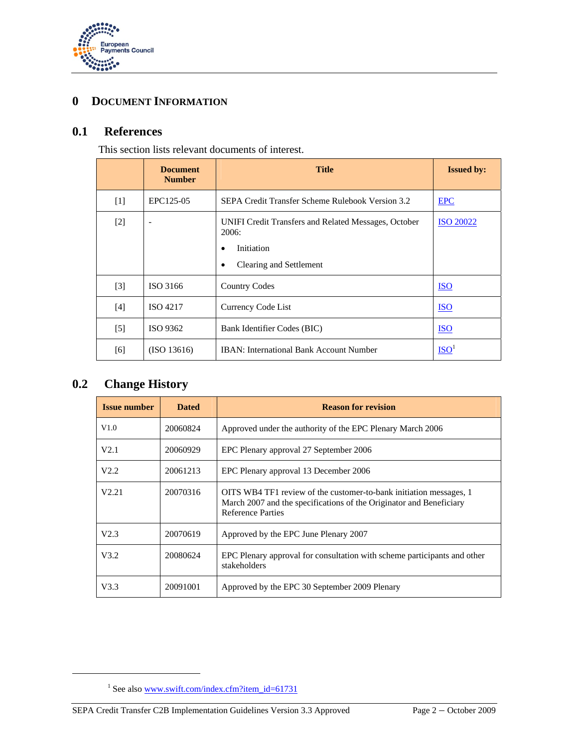# 0 DOCUMENT INFORMATION

## 0.1 References

This section lists relevant documents of interest.

| | Document Number | Title | Issued by: |
|---|---|---|---|
| [1] | EPC125-05 | SEPA Credit Transfer Scheme Rulebook Version 3.2 | EPC |
| [2] | - | UNIFI Credit Transfers and Related Messages, October 2006:<br>• Initiation<br>• Clearing and Settlement | ISO 20022 |
| [3] | ISO 3166 | Country Codes | ISO |
| [4] | ISO 4217 | Currency Code List | ISO |
| [5] | ISO 9362 | Bank Identifier Codes (BIC) | ISO |
| [6] | (ISO 13616) | IBAN: International Bank Account Number | ISO[1] |

## 0.2 Change History

| Issue number | Dated | Reason for revision |
|---|---|---|
| V1.0 | 20060824 | Approved under the authority of the EPC Plenary March 2006 |
| V2.1 | 20060929 | EPC Plenary approval 27 September 2006 |
| V2.2 | 20061213 | EPC Plenary approval 13 December 2006 |
| V2.21 | 20070316 | OITS WB4 TF1 review of the customer-to-bank initiation messages, 1 March 2007 and the specifications of the Originator and Beneficiary Reference Parties |
| V2.3 | 20070619 | Approved by the EPC June Plenary 2007 |
| V3.2 | 20080624 | EPC Plenary approval for consultation with scheme participants and other stakeholders |
| V3.3 | 20091001 | Approved by the EPC 30 September 2009 Plenary |

[1] See also www.swift.com/index.cfm?item_id=61731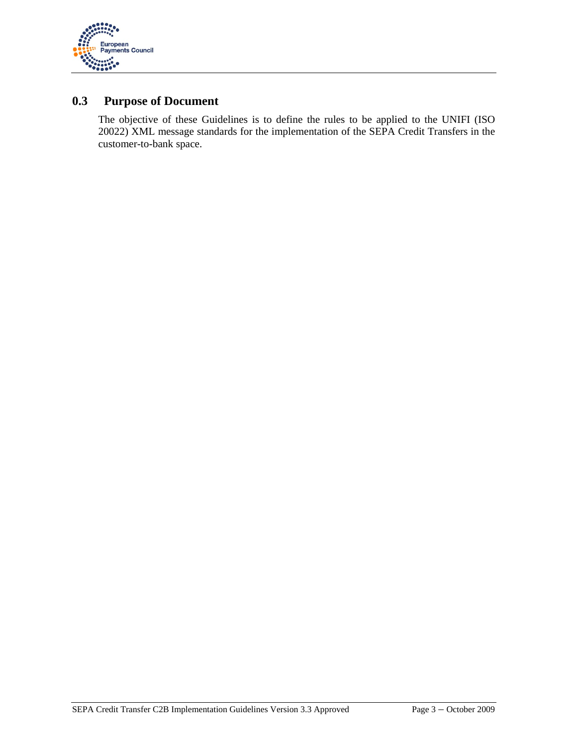## 0.3 Purpose of Document

The objective of these Guidelines is to define the rules to be applied to the UNIFI (ISO 20022) XML message standards for the implementation of the SEPA Credit Transfers in the customer-to-bank space.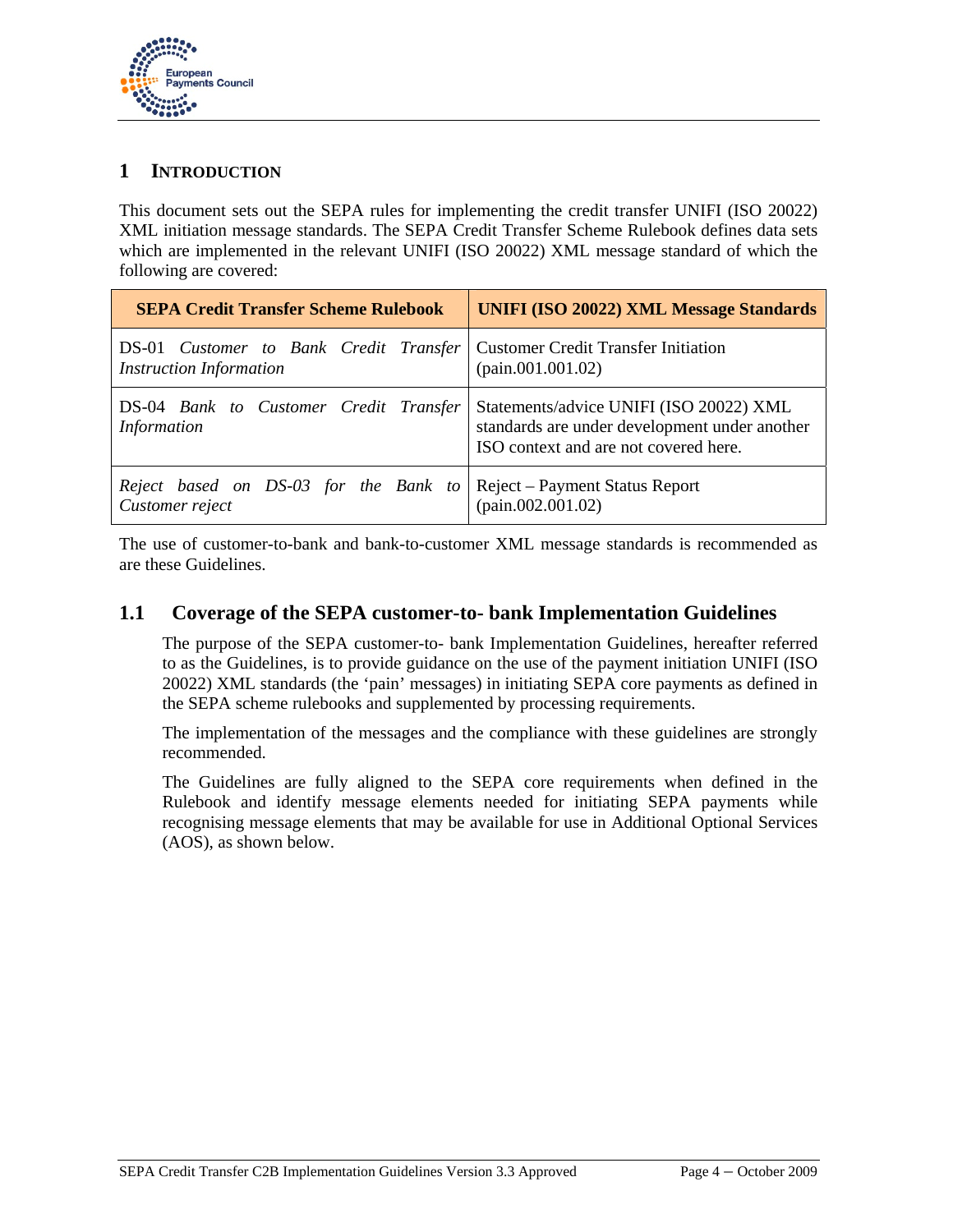# 1 INTRODUCTION

This document sets out the SEPA rules for implementing the credit transfer UNIFI (ISO 20022) XML initiation message standards. The SEPA Credit Transfer Scheme Rulebook defines data sets which are implemented in the relevant UNIFI (ISO 20022) XML message standard of which the following are covered:

| SEPA Credit Transfer Scheme Rulebook | UNIFI (ISO 20022) XML Message Standards |
|---|---|
| DS-01 *Customer to Bank Credit Transfer Instruction Information* | Customer Credit Transfer Initiation (pain.001.001.02) |
| DS-04 *Bank to Customer Credit Transfer Information* | Statements/advice UNIFI (ISO 20022) XML standards are under development under another ISO context and are not covered here. |
| *Reject based on DS-03 for the Bank to Customer reject* | Reject – Payment Status Report (pain.002.001.02) |

The use of customer-to-bank and bank-to-customer XML message standards is recommended as are these Guidelines.

## 1.1 Coverage of the SEPA customer-to- bank Implementation Guidelines

The purpose of the SEPA customer-to- bank Implementation Guidelines, hereafter referred to as the Guidelines, is to provide guidance on the use of the payment initiation UNIFI (ISO 20022) XML standards (the 'pain' messages) in initiating SEPA core payments as defined in the SEPA scheme rulebooks and supplemented by processing requirements.

The implementation of the messages and the compliance with these guidelines are strongly recommended.

The Guidelines are fully aligned to the SEPA core requirements when defined in the Rulebook and identify message elements needed for initiating SEPA payments while recognising message elements that may be available for use in Additional Optional Services (AOS), as shown below.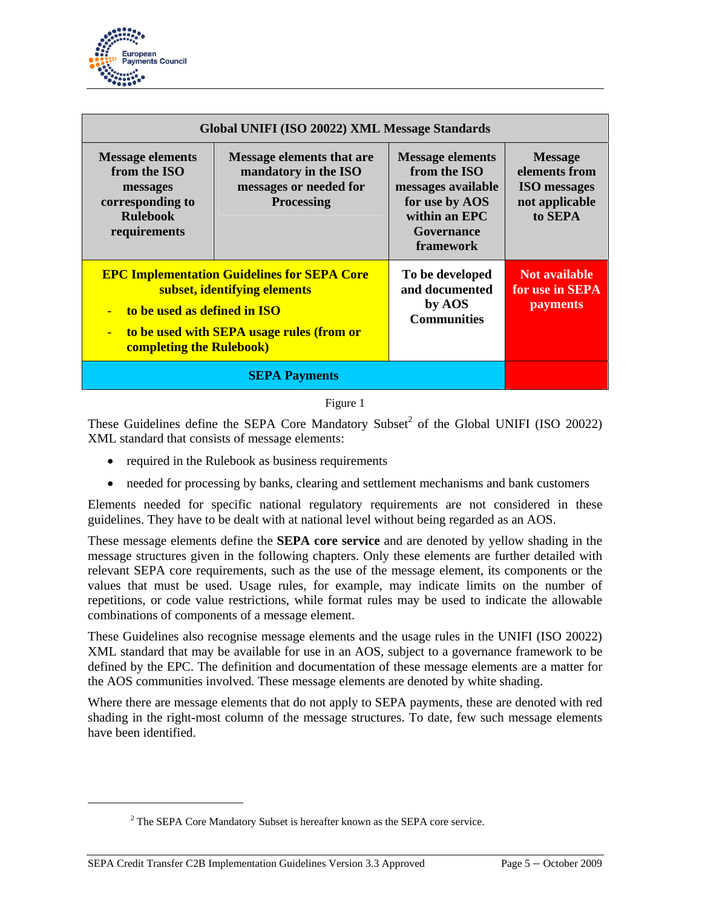| Global UNIFI (ISO 20022) XML Message Standards | | | |
|---|---|---|---|
| Message elements from the ISO messages corresponding to Rulebook requirements | Message elements that are mandatory in the ISO messages or needed for Processing | Message elements from the ISO messages available for use by AOS within an EPC Governance framework | Message elements from ISO messages not applicable to SEPA |
| EPC Implementation Guidelines for SEPA Core subset, identifying elements<br>- to be used as defined in ISO<br>- to be used with SEPA usage rules (from or completing the Rulebook) | | To be developed and documented by AOS Communities | Not available for use in SEPA payments |
| SEPA Payments | | | |

Figure 1

These Guidelines define the SEPA Core Mandatory Subset[2] of the Global UNIFI (ISO 20022) XML standard that consists of message elements:

- required in the Rulebook as business requirements
- needed for processing by banks, clearing and settlement mechanisms and bank customers

Elements needed for specific national regulatory requirements are not considered in these guidelines. They have to be dealt with at national level without being regarded as an AOS.

These message elements define the **SEPA core service** and are denoted by yellow shading in the message structures given in the following chapters. Only these elements are further detailed with relevant SEPA core requirements, such as the use of the message element, its components or the values that must be used. Usage rules, for example, may indicate limits on the number of repetitions, or code value restrictions, while format rules may be used to indicate the allowable combinations of components of a message element.

These Guidelines also recognise message elements and the usage rules in the UNIFI (ISO 20022) XML standard that may be available for use in an AOS, subject to a governance framework to be defined by the EPC. The definition and documentation of these message elements are a matter for the AOS communities involved. These message elements are denoted by white shading.

Where there are message elements that do not apply to SEPA payments, these are denoted with red shading in the right-most column of the message structures. To date, few such message elements have been identified.

[2] The SEPA Core Mandatory Subset is hereafter known as the SEPA core service.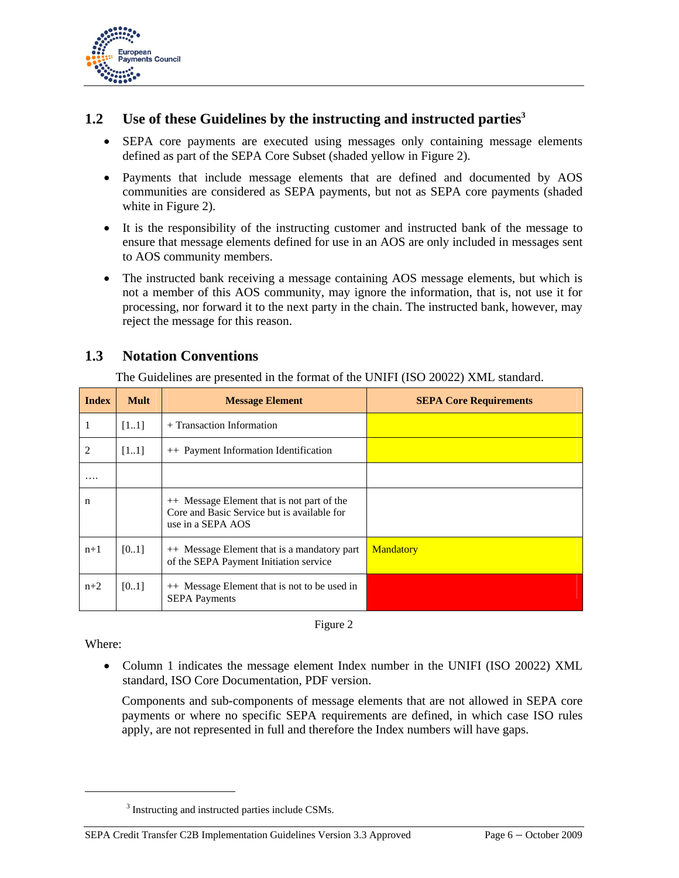## 1.2 Use of these Guidelines by the instructing and instructed parties[3]

- SEPA core payments are executed using messages only containing message elements defined as part of the SEPA Core Subset (shaded yellow in Figure 2).
- Payments that include message elements that are defined and documented by AOS communities are considered as SEPA payments, but not as SEPA core payments (shaded white in Figure 2).
- It is the responsibility of the instructing customer and instructed bank of the message to ensure that message elements defined for use in an AOS are only included in messages sent to AOS community members.
- The instructed bank receiving a message containing AOS message elements, but which is not a member of this AOS community, may ignore the information, that is, not use it for processing, nor forward it to the next party in the chain. The instructed bank, however, may reject the message for this reason.

## 1.3 Notation Conventions

The Guidelines are presented in the format of the UNIFI (ISO 20022) XML standard.

| Index | Mult | Message Element | SEPA Core Requirements |
|---|---|---|---|
| 1 | [1..1] | + Transaction Information | |
| 2 | [1..1] | ++ Payment Information Identification | |
| …. | | | |
| n | | ++ Message Element that is not part of the Core and Basic Service but is available for use in a SEPA AOS | |
| n+1 | [0..1] | ++ Message Element that is a mandatory part of the SEPA Payment Initiation service | Mandatory |
| n+2 | [0..1] | ++ Message Element that is not to be used in SEPA Payments | |

Figure 2

Where:

- Column 1 indicates the message element Index number in the UNIFI (ISO 20022) XML standard, ISO Core Documentation, PDF version.

  Components and sub-components of message elements that are not allowed in SEPA core payments or where no specific SEPA requirements are defined, in which case ISO rules apply, are not represented in full and therefore the Index numbers will have gaps.

---

[3] Instructing and instructed parties include CSMs.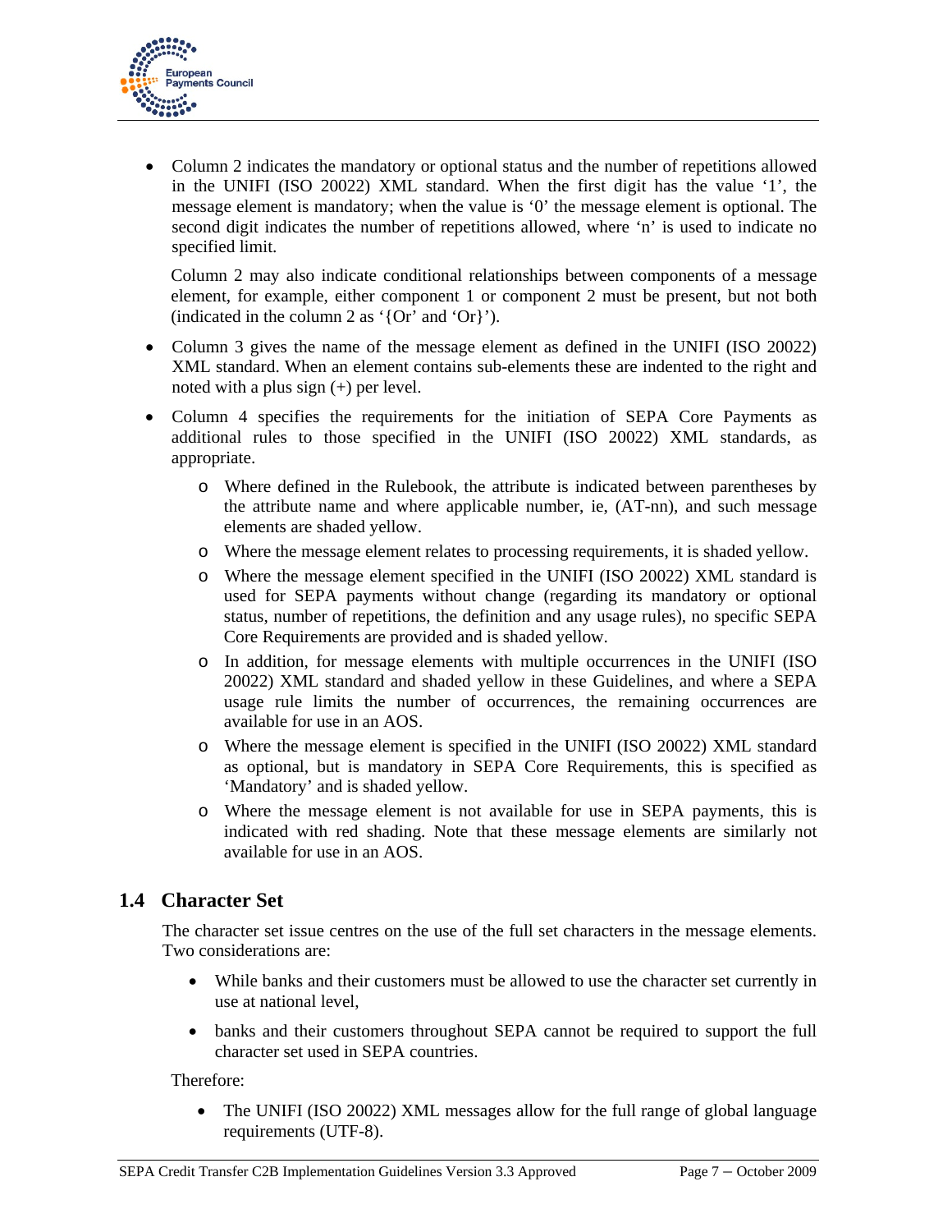- Column 2 indicates the mandatory or optional status and the number of repetitions allowed in the UNIFI (ISO 20022) XML standard. When the first digit has the value '1', the message element is mandatory; when the value is '0' the message element is optional. The second digit indicates the number of repetitions allowed, where 'n' is used to indicate no specified limit.

  Column 2 may also indicate conditional relationships between components of a message element, for example, either component 1 or component 2 must be present, but not both (indicated in the column 2 as '{Or' and 'Or}').

- Column 3 gives the name of the message element as defined in the UNIFI (ISO 20022) XML standard. When an element contains sub-elements these are indented to the right and noted with a plus sign (+) per level.

- Column 4 specifies the requirements for the initiation of SEPA Core Payments as additional rules to those specified in the UNIFI (ISO 20022) XML standards, as appropriate.
  - Where defined in the Rulebook, the attribute is indicated between parentheses by the attribute name and where applicable number, ie, (AT-nn), and such message elements are shaded yellow.
  - Where the message element relates to processing requirements, it is shaded yellow.
  - Where the message element specified in the UNIFI (ISO 20022) XML standard is used for SEPA payments without change (regarding its mandatory or optional status, number of repetitions, the definition and any usage rules), no specific SEPA Core Requirements are provided and is shaded yellow.
  - In addition, for message elements with multiple occurrences in the UNIFI (ISO 20022) XML standard and shaded yellow in these Guidelines, and where a SEPA usage rule limits the number of occurrences, the remaining occurrences are available for use in an AOS.
  - Where the message element is specified in the UNIFI (ISO 20022) XML standard as optional, but is mandatory in SEPA Core Requirements, this is specified as 'Mandatory' and is shaded yellow.
  - Where the message element is not available for use in SEPA payments, this is indicated with red shading. Note that these message elements are similarly not available for use in an AOS.

## 1.4 Character Set

The character set issue centres on the use of the full set characters in the message elements. Two considerations are:

- While banks and their customers must be allowed to use the character set currently in use at national level,
- banks and their customers throughout SEPA cannot be required to support the full character set used in SEPA countries.

Therefore:

- The UNIFI (ISO 20022) XML messages allow for the full range of global language requirements (UTF-8).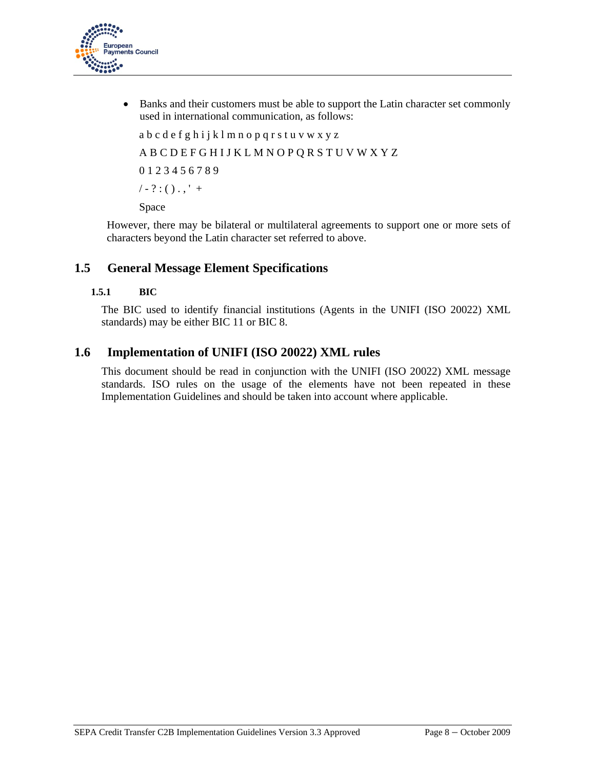- Banks and their customers must be able to support the Latin character set commonly used in international communication, as follows:

  a b c d e f g h i j k l m n o p q r s t u v w x y z

  A B C D E F G H I J K L M N O P Q R S T U V W X Y Z

  0 1 2 3 4 5 6 7 8 9

  / - ? : ( ) . , ' +

  Space

However, there may be bilateral or multilateral agreements to support one or more sets of characters beyond the Latin character set referred to above.

## 1.5 General Message Element Specifications

### 1.5.1 BIC

The BIC used to identify financial institutions (Agents in the UNIFI (ISO 20022) XML standards) may be either BIC 11 or BIC 8.

## 1.6 Implementation of UNIFI (ISO 20022) XML rules

This document should be read in conjunction with the UNIFI (ISO 20022) XML message standards. ISO rules on the usage of the elements have not been repeated in these Implementation Guidelines and should be taken into account where applicable.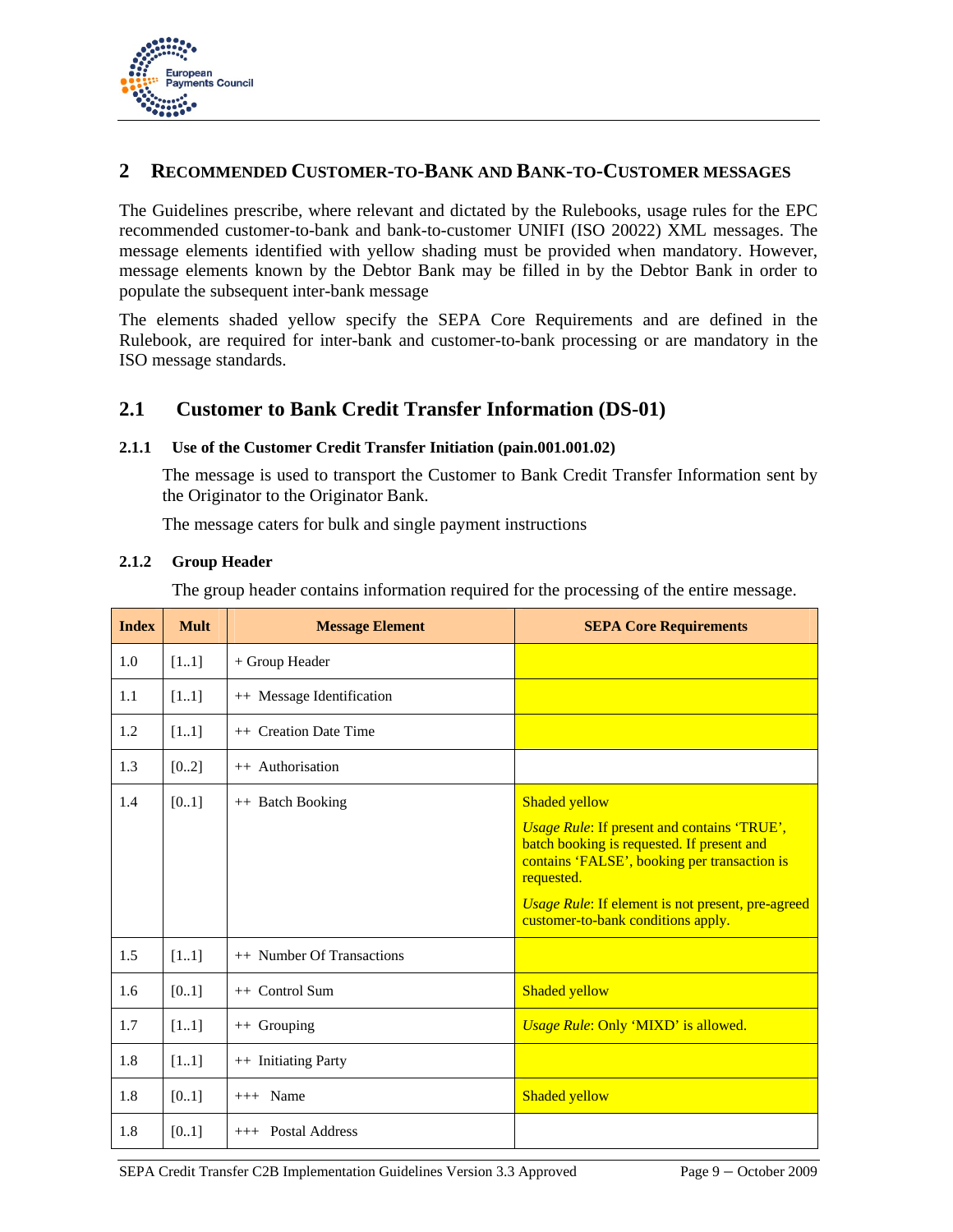## 2 RECOMMENDED CUSTOMER-TO-BANK AND BANK-TO-CUSTOMER MESSAGES

The Guidelines prescribe, where relevant and dictated by the Rulebooks, usage rules for the EPC recommended customer-to-bank and bank-to-customer UNIFI (ISO 20022) XML messages. The message elements identified with yellow shading must be provided when mandatory. However, message elements known by the Debtor Bank may be filled in by the Debtor Bank in order to populate the subsequent inter-bank message

The elements shaded yellow specify the SEPA Core Requirements and are defined in the Rulebook, are required for inter-bank and customer-to-bank processing or are mandatory in the ISO message standards.

### 2.1 Customer to Bank Credit Transfer Information (DS-01)

#### 2.1.1 Use of the Customer Credit Transfer Initiation (pain.001.001.02)

The message is used to transport the Customer to Bank Credit Transfer Information sent by the Originator to the Originator Bank.

The message caters for bulk and single payment instructions

#### 2.1.2 Group Header

The group header contains information required for the processing of the entire message.

| Index | Mult | Message Element | SEPA Core Requirements |
|---|---|---|---|
| 1.0 | [1..1] | + Group Header | |
| 1.1 | [1..1] | ++ Message Identification | |
| 1.2 | [1..1] | ++ Creation Date Time | |
| 1.3 | [0..2] | ++ Authorisation | |
| 1.4 | [0..1] | ++ Batch Booking | Shaded yellow<br>*Usage Rule*: If present and contains 'TRUE', batch booking is requested. If present and contains 'FALSE', booking per transaction is requested.<br>*Usage Rule*: If element is not present, pre-agreed customer-to-bank conditions apply. |
| 1.5 | [1..1] | ++ Number Of Transactions | |
| 1.6 | [0..1] | ++ Control Sum | Shaded yellow |
| 1.7 | [1..1] | ++ Grouping | *Usage Rule*: Only 'MIXD' is allowed. |
| 1.8 | [1..1] | ++ Initiating Party | |
| 1.8 | [0..1] | +++ Name | Shaded yellow |
| 1.8 | [0..1] | +++ Postal Address | |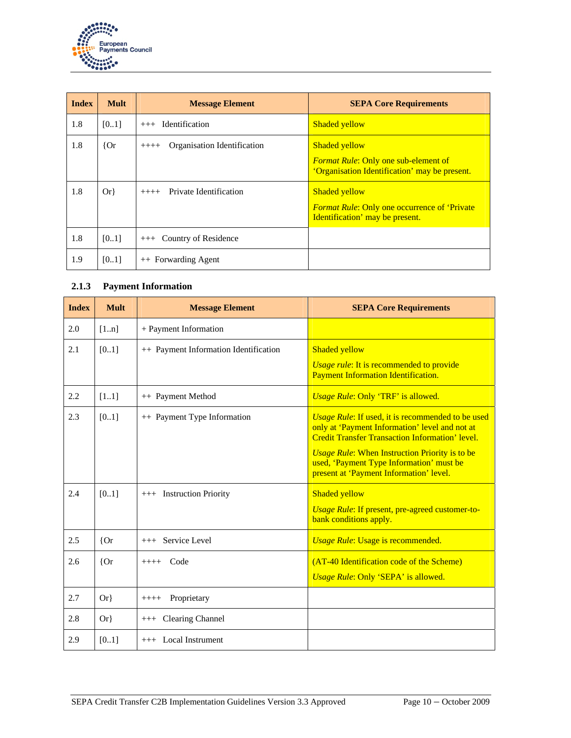| Index | Mult | Message Element | SEPA Core Requirements |
|---|---|---|---|
| 1.8 | [0..1] | +++ Identification | Shaded yellow |
| 1.8 | {Or | ++++ Organisation Identification | Shaded yellow<br><br>*Format Rule*: Only one sub-element of 'Organisation Identification' may be present. |
| 1.8 | Or} | ++++ Private Identification | Shaded yellow<br><br>*Format Rule*: Only one occurrence of 'Private Identification' may be present. |
| 1.8 | [0..1] | +++ Country of Residence | |
| 1.9 | [0..1] | ++ Forwarding Agent | |

### 2.1.3 Payment Information

| Index | Mult | Message Element | SEPA Core Requirements |
|---|---|---|---|
| 2.0 | [1..n] | + Payment Information | |
| 2.1 | [0..1] | ++ Payment Information Identification | Shaded yellow<br><br>*Usage rule*: It is recommended to provide Payment Information Identification. |
| 2.2 | [1..1] | ++ Payment Method | *Usage Rule*: Only 'TRF' is allowed. |
| 2.3 | [0..1] | ++ Payment Type Information | *Usage Rule*: If used, it is recommended to be used only at 'Payment Information' level and not at Credit Transfer Transaction Information' level.<br><br>*Usage Rule*: When Instruction Priority is to be used, 'Payment Type Information' must be present at 'Payment Information' level. |
| 2.4 | [0..1] | +++ Instruction Priority | Shaded yellow<br><br>*Usage Rule*: If present, pre-agreed customer-to-bank conditions apply. |
| 2.5 | {Or | +++ Service Level | *Usage Rule*: Usage is recommended. |
| 2.6 | {Or | ++++ Code | (AT-40 Identification code of the Scheme)<br><br>*Usage Rule*: Only 'SEPA' is allowed. |
| 2.7 | Or} | ++++ Proprietary | |
| 2.8 | Or} | +++ Clearing Channel | |
| 2.9 | [0..1] | +++ Local Instrument | |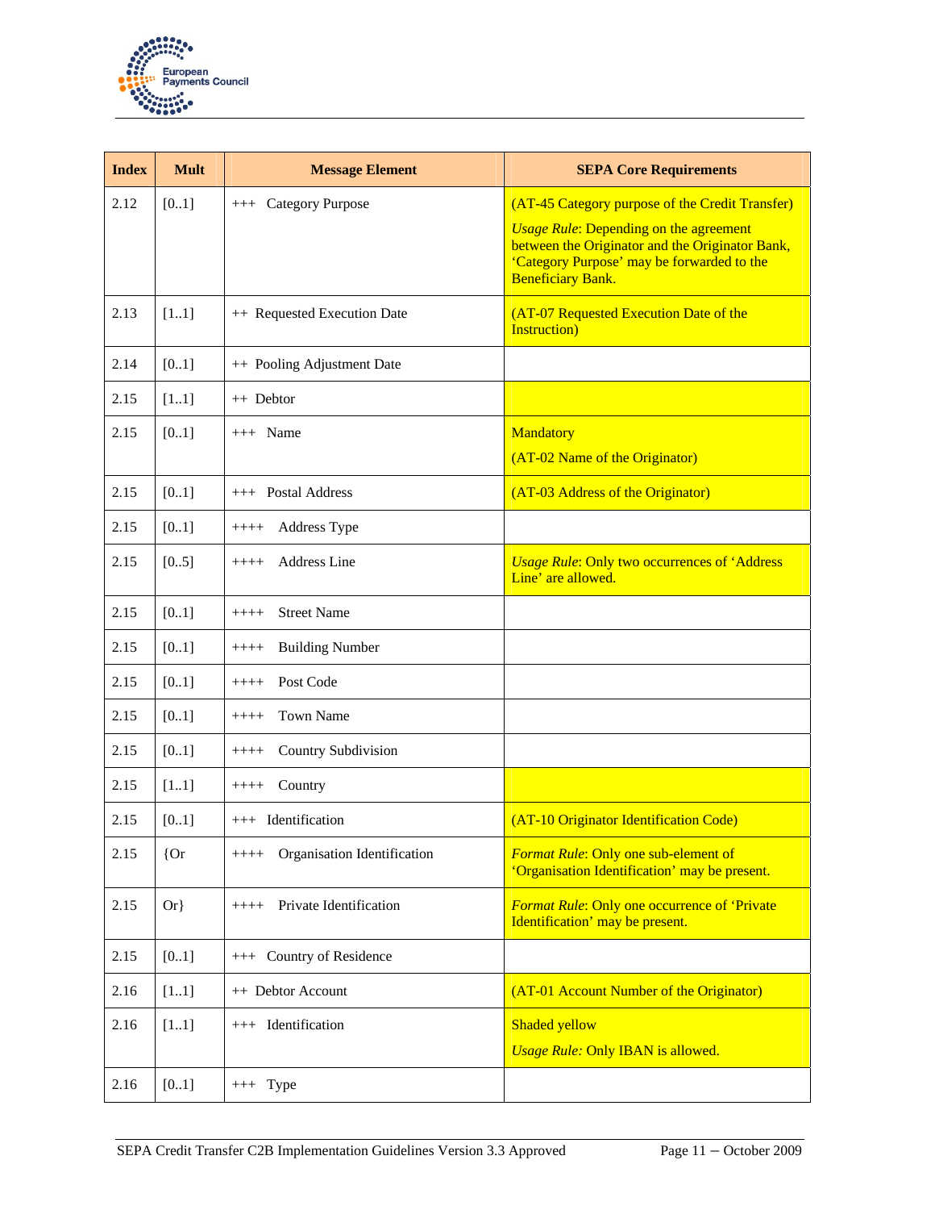| Index | Mult | Message Element | SEPA Core Requirements |
|---|---|---|---|
| 2.12 | [0..1] | +++ Category Purpose | (AT-45 Category purpose of the Credit Transfer)<br>*Usage Rule*: Depending on the agreement between the Originator and the Originator Bank, 'Category Purpose' may be forwarded to the Beneficiary Bank. |
| 2.13 | [1..1] | ++ Requested Execution Date | (AT-07 Requested Execution Date of the Instruction) |
| 2.14 | [0..1] | ++ Pooling Adjustment Date | |
| 2.15 | [1..1] | ++ Debtor | |
| 2.15 | [0..1] | +++ Name | Mandatory<br>(AT-02 Name of the Originator) |
| 2.15 | [0..1] | +++ Postal Address | (AT-03 Address of the Originator) |
| 2.15 | [0..1] | ++++ Address Type | |
| 2.15 | [0..5] | ++++ Address Line | *Usage Rule*: Only two occurrences of 'Address Line' are allowed. |
| 2.15 | [0..1] | ++++ Street Name | |
| 2.15 | [0..1] | ++++ Building Number | |
| 2.15 | [0..1] | ++++ Post Code | |
| 2.15 | [0..1] | ++++ Town Name | |
| 2.15 | [0..1] | ++++ Country Subdivision | |
| 2.15 | [1..1] | ++++ Country | |
| 2.15 | [0..1] | +++ Identification | (AT-10 Originator Identification Code) |
| 2.15 | {Or | ++++ Organisation Identification | *Format Rule*: Only one sub-element of 'Organisation Identification' may be present. |
| 2.15 | Or} | ++++ Private Identification | *Format Rule*: Only one occurrence of 'Private Identification' may be present. |
| 2.15 | [0..1] | +++ Country of Residence | |
| 2.16 | [1..1] | ++ Debtor Account | (AT-01 Account Number of the Originator) |
| 2.16 | [1..1] | +++ Identification | Shaded yellow<br>*Usage Rule:* Only IBAN is allowed. |
| 2.16 | [0..1] | +++ Type | |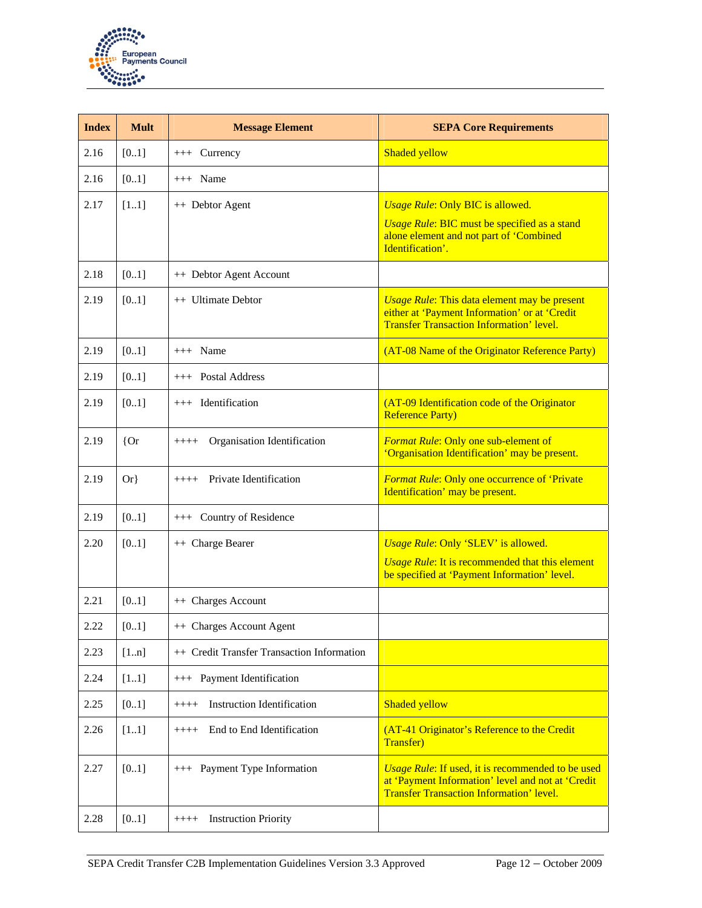| Index | Mult | Message Element | SEPA Core Requirements |
|---|---|---|---|
| 2.16 | [0..1] | +++ Currency | Shaded yellow |
| 2.16 | [0..1] | +++ Name | |
| 2.17 | [1..1] | ++ Debtor Agent | *Usage Rule*: Only BIC is allowed.<br>*Usage Rule*: BIC must be specified as a stand alone element and not part of 'Combined Identification'. |
| 2.18 | [0..1] | ++ Debtor Agent Account | |
| 2.19 | [0..1] | ++ Ultimate Debtor | *Usage Rule*: This data element may be present either at 'Payment Information' or at 'Credit Transfer Transaction Information' level. |
| 2.19 | [0..1] | +++ Name | (AT-08 Name of the Originator Reference Party) |
| 2.19 | [0..1] | +++ Postal Address | |
| 2.19 | [0..1] | +++ Identification | (AT-09 Identification code of the Originator Reference Party) |
| 2.19 | {Or | ++++ Organisation Identification | *Format Rule*: Only one sub-element of 'Organisation Identification' may be present. |
| 2.19 | Or} | ++++ Private Identification | *Format Rule*: Only one occurrence of 'Private Identification' may be present. |
| 2.19 | [0..1] | +++ Country of Residence | |
| 2.20 | [0..1] | ++ Charge Bearer | *Usage Rule*: Only 'SLEV' is allowed.<br>*Usage Rule*: It is recommended that this element be specified at 'Payment Information' level. |
| 2.21 | [0..1] | ++ Charges Account | |
| 2.22 | [0..1] | ++ Charges Account Agent | |
| 2.23 | [1..n] | ++ Credit Transfer Transaction Information | |
| 2.24 | [1..1] | +++ Payment Identification | |
| 2.25 | [0..1] | ++++ Instruction Identification | Shaded yellow |
| 2.26 | [1..1] | ++++ End to End Identification | (AT-41 Originator's Reference to the Credit Transfer) |
| 2.27 | [0..1] | +++ Payment Type Information | *Usage Rule*: If used, it is recommended to be used at 'Payment Information' level and not at 'Credit Transfer Transaction Information' level. |
| 2.28 | [0..1] | ++++ Instruction Priority | |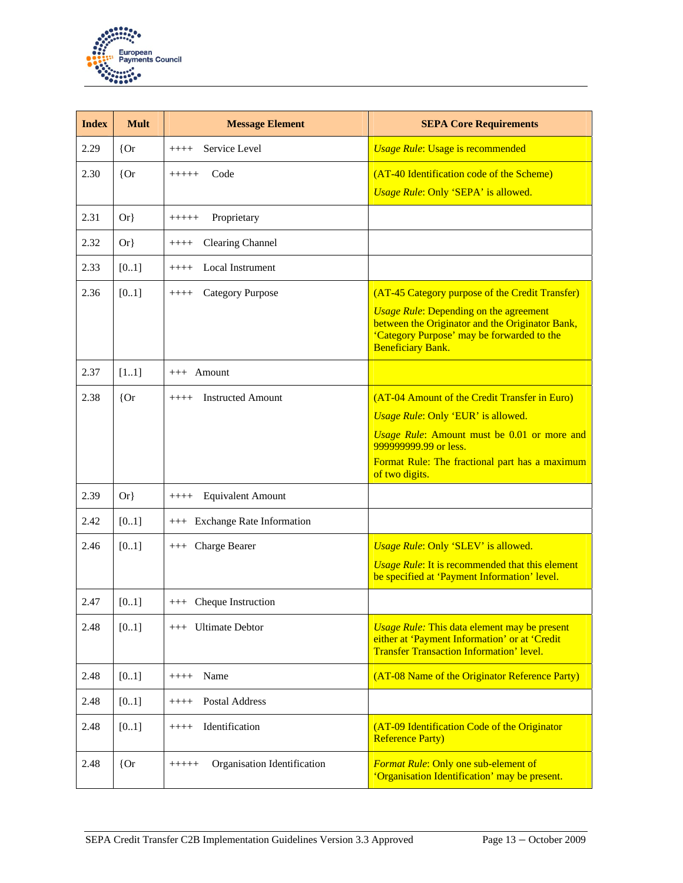| Index | Mult | Message Element | SEPA Core Requirements |
|---|---|---|---|
| 2.29 | {Or | ++++ Service Level | *Usage Rule*: Usage is recommended |
| 2.30 | {Or | +++++ Code | (AT-40 Identification code of the Scheme)<br>*Usage Rule*: Only 'SEPA' is allowed. |
| 2.31 | Or} | +++++ Proprietary | |
| 2.32 | Or} | ++++ Clearing Channel | |
| 2.33 | [0..1] | ++++ Local Instrument | |
| 2.36 | [0..1] | ++++ Category Purpose | (AT-45 Category purpose of the Credit Transfer)<br>*Usage Rule*: Depending on the agreement between the Originator and the Originator Bank, 'Category Purpose' may be forwarded to the Beneficiary Bank. |
| 2.37 | [1..1] | +++ Amount | |
| 2.38 | {Or | ++++ Instructed Amount | (AT-04 Amount of the Credit Transfer in Euro)<br>*Usage Rule*: Only 'EUR' is allowed.<br>*Usage Rule*: Amount must be 0.01 or more and 999999999.99 or less.<br>Format Rule: The fractional part has a maximum of two digits. |
| 2.39 | Or} | ++++ Equivalent Amount | |
| 2.42 | [0..1] | +++ Exchange Rate Information | |
| 2.46 | [0..1] | +++ Charge Bearer | *Usage Rule*: Only 'SLEV' is allowed.<br>*Usage Rule*: It is recommended that this element be specified at 'Payment Information' level. |
| 2.47 | [0..1] | +++ Cheque Instruction | |
| 2.48 | [0..1] | +++ Ultimate Debtor | *Usage Rule:* This data element may be present either at 'Payment Information' or at 'Credit Transfer Transaction Information' level. |
| 2.48 | [0..1] | ++++ Name | (AT-08 Name of the Originator Reference Party) |
| 2.48 | [0..1] | ++++ Postal Address | |
| 2.48 | [0..1] | ++++ Identification | (AT-09 Identification Code of the Originator Reference Party) |
| 2.48 | {Or | +++++ Organisation Identification | *Format Rule*: Only one sub-element of 'Organisation Identification' may be present. |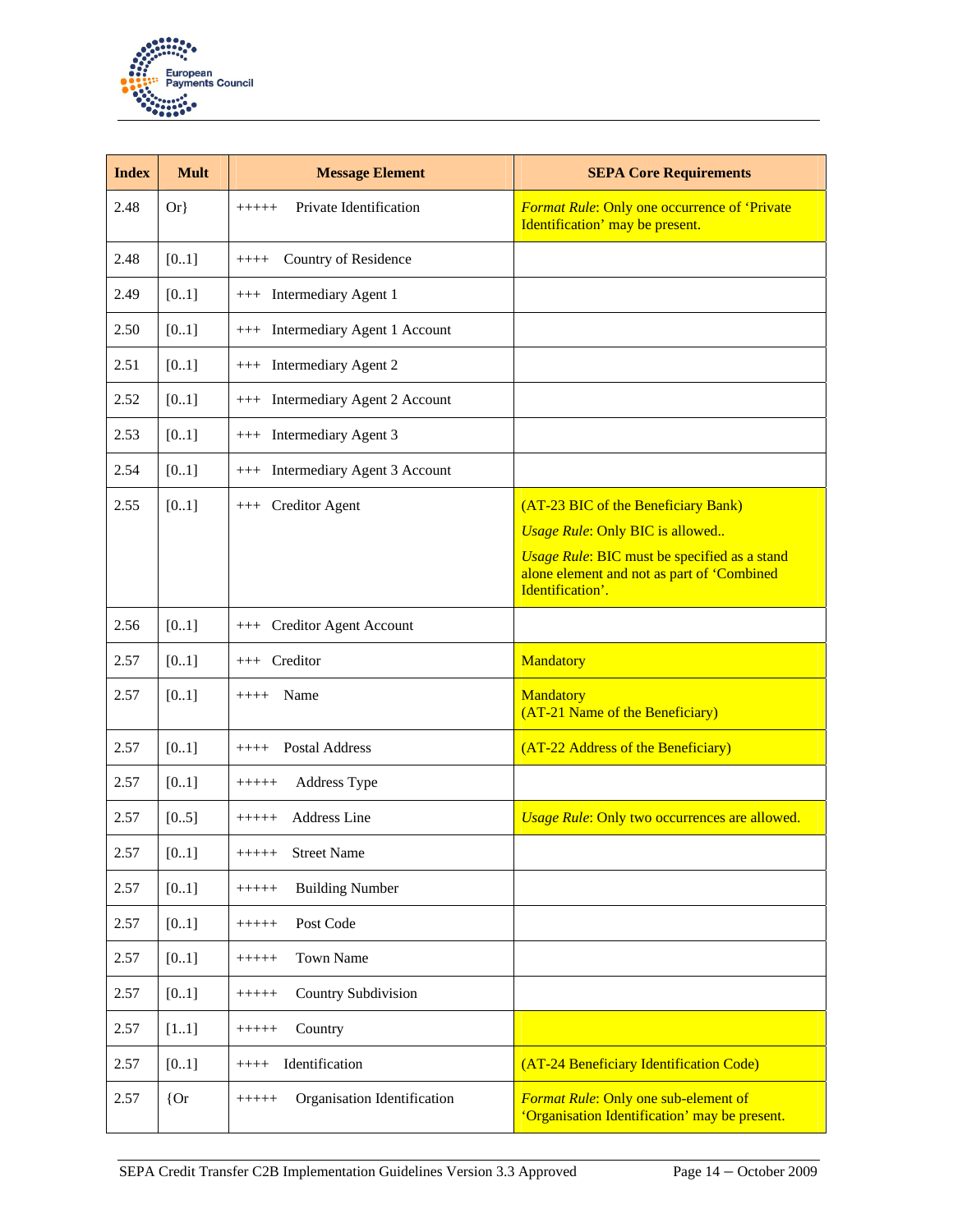| Index | Mult | Message Element | SEPA Core Requirements |
|---|---|---|---|
| 2.48 | Or} | +++++ Private Identification | *Format Rule*: Only one occurrence of 'Private Identification' may be present. |
| 2.48 | [0..1] | ++++ Country of Residence | |
| 2.49 | [0..1] | +++ Intermediary Agent 1 | |
| 2.50 | [0..1] | +++ Intermediary Agent 1 Account | |
| 2.51 | [0..1] | +++ Intermediary Agent 2 | |
| 2.52 | [0..1] | +++ Intermediary Agent 2 Account | |
| 2.53 | [0..1] | +++ Intermediary Agent 3 | |
| 2.54 | [0..1] | +++ Intermediary Agent 3 Account | |
| 2.55 | [0..1] | +++ Creditor Agent | (AT-23 BIC of the Beneficiary Bank)<br>*Usage Rule*: Only BIC is allowed..<br>*Usage Rule*: BIC must be specified as a stand alone element and not as part of 'Combined Identification'. |
| 2.56 | [0..1] | +++ Creditor Agent Account | |
| 2.57 | [0..1] | +++ Creditor | Mandatory |
| 2.57 | [0..1] | ++++ Name | Mandatory<br>(AT-21 Name of the Beneficiary) |
| 2.57 | [0..1] | ++++ Postal Address | (AT-22 Address of the Beneficiary) |
| 2.57 | [0..1] | +++++ Address Type | |
| 2.57 | [0..5] | +++++ Address Line | *Usage Rule*: Only two occurrences are allowed. |
| 2.57 | [0..1] | +++++ Street Name | |
| 2.57 | [0..1] | +++++ Building Number | |
| 2.57 | [0..1] | +++++ Post Code | |
| 2.57 | [0..1] | +++++ Town Name | |
| 2.57 | [0..1] | +++++ Country Subdivision | |
| 2.57 | [1..1] | +++++ Country | |
| 2.57 | [0..1] | ++++ Identification | (AT-24 Beneficiary Identification Code) |
| 2.57 | {Or | +++++ Organisation Identification | *Format Rule*: Only one sub-element of 'Organisation Identification' may be present. |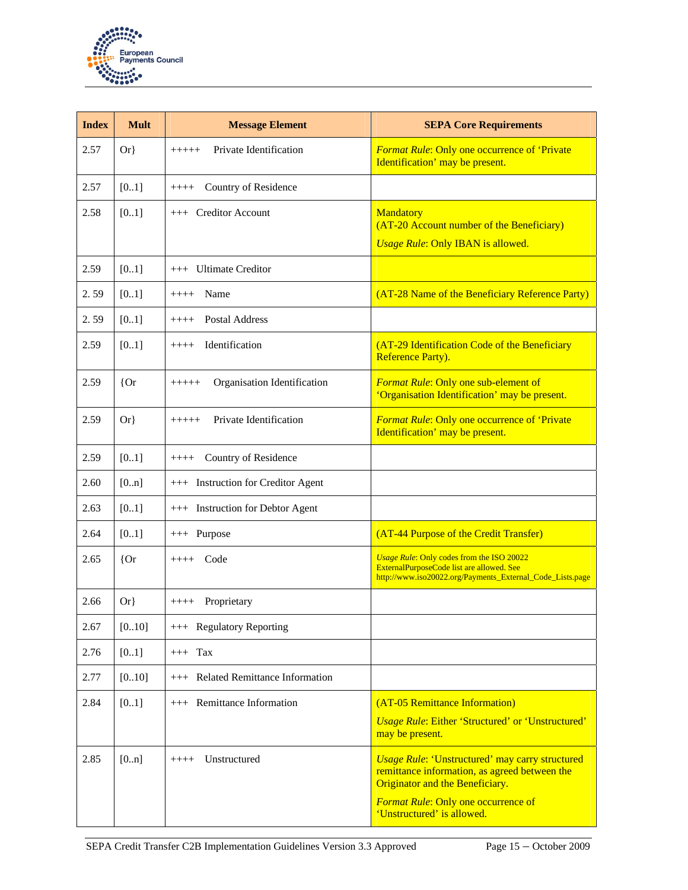| Index | Mult | Message Element | SEPA Core Requirements |
|---|---|---|---|
| 2.57 | Or} | +++++ Private Identification | *Format Rule*: Only one occurrence of 'Private Identification' may be present. |
| 2.57 | [0..1] | ++++ Country of Residence | |
| 2.58 | [0..1] | +++ Creditor Account | Mandatory (AT-20 Account number of the Beneficiary) *Usage Rule*: Only IBAN is allowed. |
| 2.59 | [0..1] | +++ Ultimate Creditor | |
| 2. 59 | [0..1] | ++++ Name | (AT-28 Name of the Beneficiary Reference Party) |
| 2. 59 | [0..1] | ++++ Postal Address | |
| 2.59 | [0..1] | ++++ Identification | (AT-29 Identification Code of the Beneficiary Reference Party). |
| 2.59 | {Or | +++++ Organisation Identification | *Format Rule*: Only one sub-element of 'Organisation Identification' may be present. |
| 2.59 | Or} | +++++ Private Identification | *Format Rule*: Only one occurrence of 'Private Identification' may be present. |
| 2.59 | [0..1] | ++++ Country of Residence | |
| 2.60 | [0..n] | +++ Instruction for Creditor Agent | |
| 2.63 | [0..1] | +++ Instruction for Debtor Agent | |
| 2.64 | [0..1] | +++ Purpose | (AT-44 Purpose of the Credit Transfer) |
| 2.65 | {Or | ++++ Code | *Usage Rule*: Only codes from the ISO 20022 ExternalPurposeCode list are allowed. See http://www.iso20022.org/Payments_External_Code_Lists.page |
| 2.66 | Or} | ++++ Proprietary | |
| 2.67 | [0..10] | +++ Regulatory Reporting | |
| 2.76 | [0..1] | +++ Tax | |
| 2.77 | [0..10] | +++ Related Remittance Information | |
| 2.84 | [0..1] | +++ Remittance Information | (AT-05 Remittance Information) *Usage Rule*: Either 'Structured' or 'Unstructured' may be present. |
| 2.85 | [0..n] | ++++ Unstructured | *Usage Rule*: 'Unstructured' may carry structured remittance information, as agreed between the Originator and the Beneficiary. *Format Rule*: Only one occurrence of 'Unstructured' is allowed. |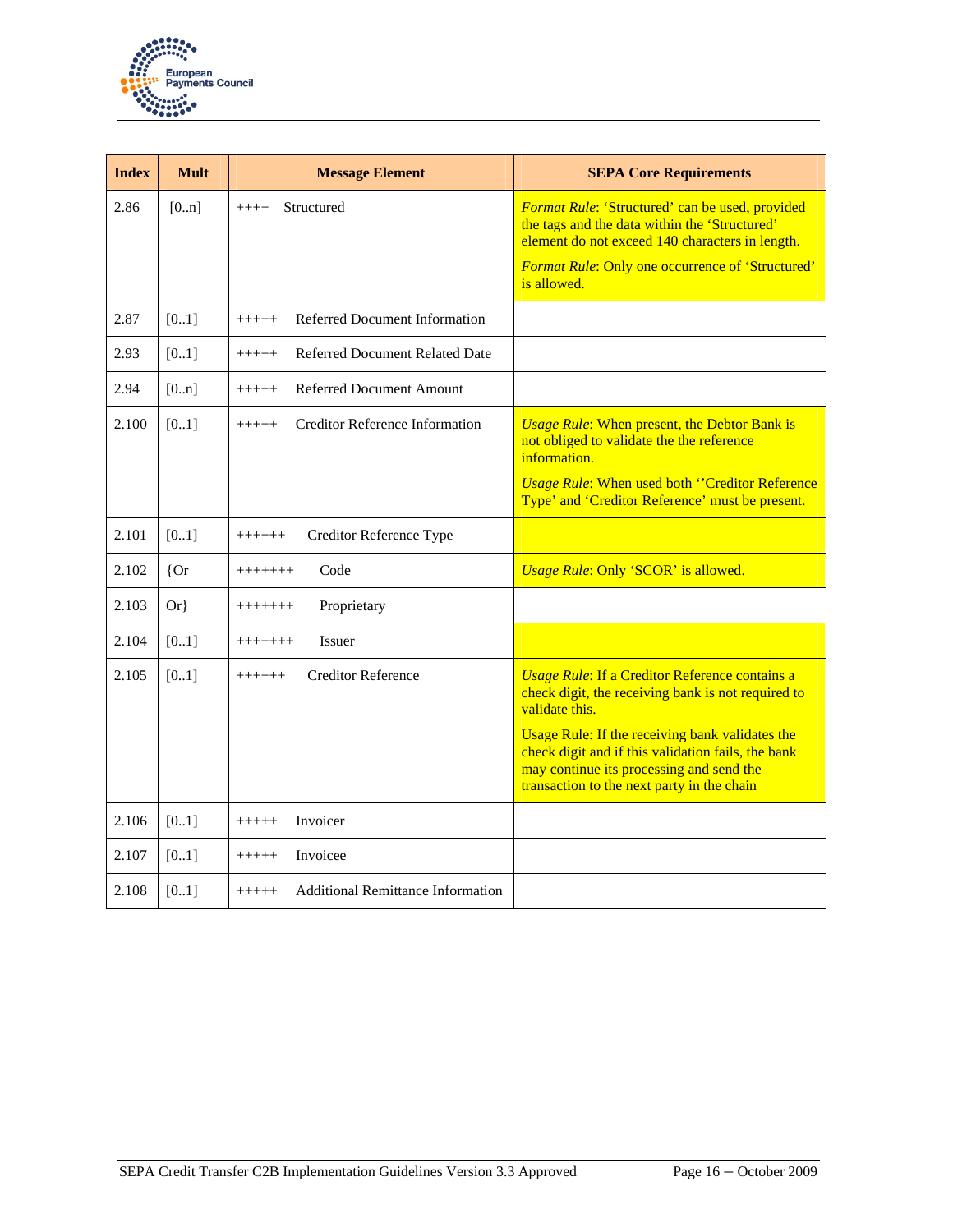| Index | Mult | Message Element | SEPA Core Requirements |
|---|---|---|---|
| 2.86 | [0..n] | ++++ Structured | *Format Rule*: 'Structured' can be used, provided the tags and the data within the 'Structured' element do not exceed 140 characters in length.<br>*Format Rule*: Only one occurrence of 'Structured' is allowed. |
| 2.87 | [0..1] | +++++ Referred Document Information | |
| 2.93 | [0..1] | +++++ Referred Document Related Date | |
| 2.94 | [0..n] | +++++ Referred Document Amount | |
| 2.100 | [0..1] | +++++ Creditor Reference Information | *Usage Rule*: When present, the Debtor Bank is not obliged to validate the the reference information.<br>*Usage Rule*: When used both ''Creditor Reference Type' and 'Creditor Reference' must be present. |
| 2.101 | [0..1] | ++++++ Creditor Reference Type | |
| 2.102 | {Or | +++++++ Code | *Usage Rule*: Only 'SCOR' is allowed. |
| 2.103 | Or} | +++++++ Proprietary | |
| 2.104 | [0..1] | +++++++ Issuer | |
| 2.105 | [0..1] | ++++++ Creditor Reference | *Usage Rule*: If a Creditor Reference contains a check digit, the receiving bank is not required to validate this.<br>Usage Rule: If the receiving bank validates the check digit and if this validation fails, the bank may continue its processing and send the transaction to the next party in the chain |
| 2.106 | [0..1] | +++++ Invoicer | |
| 2.107 | [0..1] | +++++ Invoicee | |
| 2.108 | [0..1] | +++++ Additional Remittance Information | |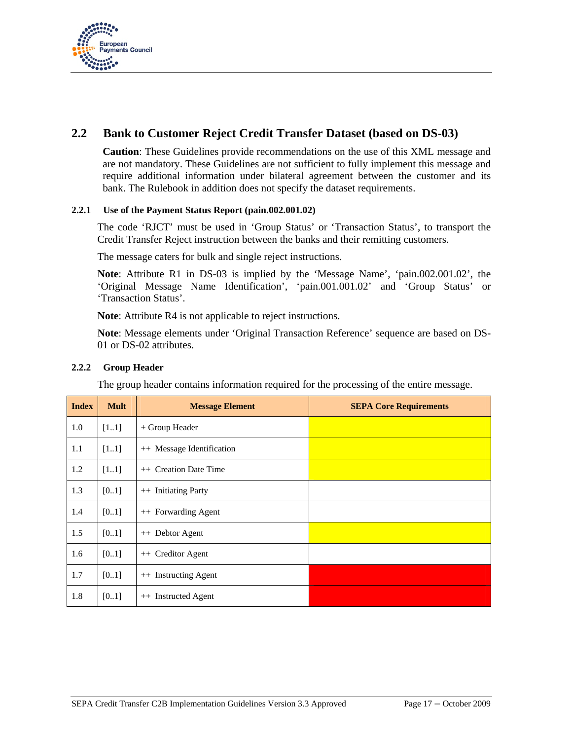## 2.2 Bank to Customer Reject Credit Transfer Dataset (based on DS-03)

**Caution**: These Guidelines provide recommendations on the use of this XML message and are not mandatory. These Guidelines are not sufficient to fully implement this message and require additional information under bilateral agreement between the customer and its bank. The Rulebook in addition does not specify the dataset requirements.

### 2.2.1 Use of the Payment Status Report (pain.002.001.02)

The code 'RJCT' must be used in 'Group Status' or 'Transaction Status', to transport the Credit Transfer Reject instruction between the banks and their remitting customers.

The message caters for bulk and single reject instructions.

**Note**: Attribute R1 in DS-03 is implied by the 'Message Name', 'pain.002.001.02', the 'Original Message Name Identification', 'pain.001.001.02' and 'Group Status' or 'Transaction Status'.

**Note**: Attribute R4 is not applicable to reject instructions.

**Note**: Message elements under 'Original Transaction Reference' sequence are based on DS-01 or DS-02 attributes.

### 2.2.2 Group Header

The group header contains information required for the processing of the entire message.

| Index | Mult | Message Element | SEPA Core Requirements |
|---|---|---|---|
| 1.0 | [1..1] | + Group Header | |
| 1.1 | [1..1] | ++ Message Identification | |
| 1.2 | [1..1] | ++ Creation Date Time | |
| 1.3 | [0..1] | ++ Initiating Party | |
| 1.4 | [0..1] | ++ Forwarding Agent | |
| 1.5 | [0..1] | ++ Debtor Agent | |
| 1.6 | [0..1] | ++ Creditor Agent | |
| 1.7 | [0..1] | ++ Instructing Agent | |
| 1.8 | [0..1] | ++ Instructed Agent | |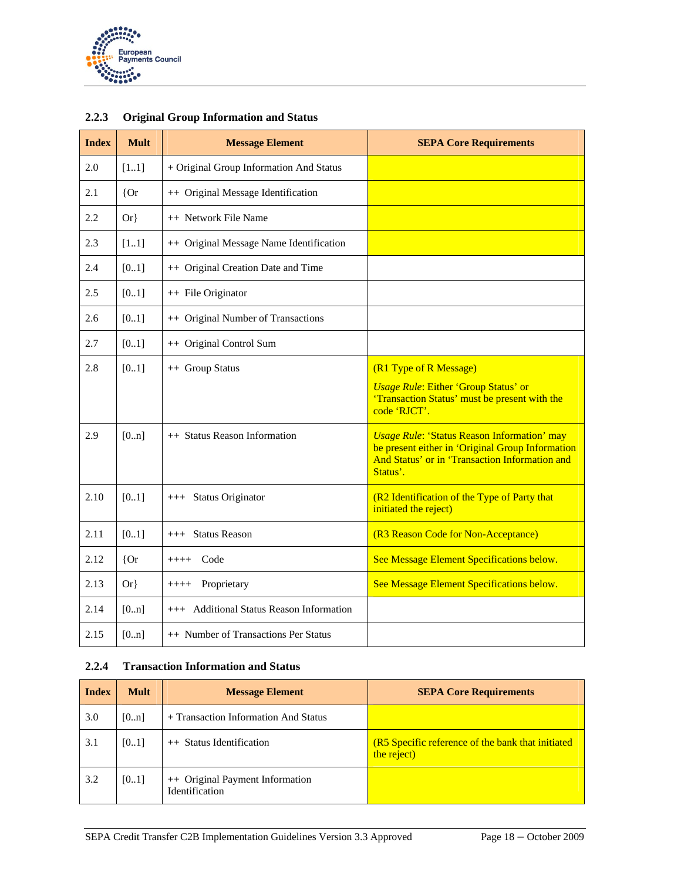### 2.2.3 Original Group Information and Status

| Index | Mult | Message Element | SEPA Core Requirements |
|---|---|---|---|
| 2.0 | [1..1] | + Original Group Information And Status | |
| 2.1 | {Or | ++ Original Message Identification | |
| 2.2 | Or} | ++ Network File Name | |
| 2.3 | [1..1] | ++ Original Message Name Identification | |
| 2.4 | [0..1] | ++ Original Creation Date and Time | |
| 2.5 | [0..1] | ++ File Originator | |
| 2.6 | [0..1] | ++ Original Number of Transactions | |
| 2.7 | [0..1] | ++ Original Control Sum | |
| 2.8 | [0..1] | ++ Group Status | (R1 Type of R Message)<br>*Usage Rule*: Either 'Group Status' or 'Transaction Status' must be present with the code 'RJCT'. |
| 2.9 | [0..n] | ++ Status Reason Information | *Usage Rule*: 'Status Reason Information' may be present either in 'Original Group Information And Status' or in 'Transaction Information and Status'. |
| 2.10 | [0..1] | +++ Status Originator | (R2 Identification of the Type of Party that initiated the reject) |
| 2.11 | [0..1] | +++ Status Reason | (R3 Reason Code for Non-Acceptance) |
| 2.12 | {Or | ++++ Code | See Message Element Specifications below. |
| 2.13 | Or} | ++++ Proprietary | See Message Element Specifications below. |
| 2.14 | [0..n] | +++ Additional Status Reason Information | |
| 2.15 | [0..n] | ++ Number of Transactions Per Status | |

### 2.2.4 Transaction Information and Status

| Index | Mult | Message Element | SEPA Core Requirements |
|---|---|---|---|
| 3.0 | [0..n] | + Transaction Information And Status | |
| 3.1 | [0..1] | ++ Status Identification | (R5 Specific reference of the bank that initiated the reject) |
| 3.2 | [0..1] | ++ Original Payment Information Identification | |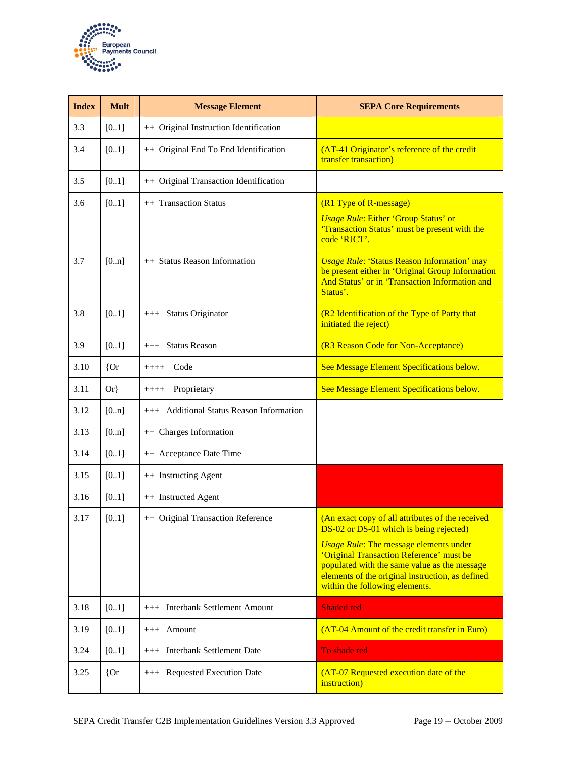| Index | Mult | Message Element | SEPA Core Requirements |
|---|---|---|---|
| 3.3 | [0..1] | ++ Original Instruction Identification | |
| 3.4 | [0..1] | ++ Original End To End Identification | (AT-41 Originator's reference of the credit transfer transaction) |
| 3.5 | [0..1] | ++ Original Transaction Identification | |
| 3.6 | [0..1] | ++ Transaction Status | (R1 Type of R-message) *Usage Rule*: Either 'Group Status' or 'Transaction Status' must be present with the code 'RJCT'. |
| 3.7 | [0..n] | ++ Status Reason Information | *Usage Rule*: 'Status Reason Information' may be present either in 'Original Group Information And Status' or in 'Transaction Information and Status'. |
| 3.8 | [0..1] | +++ Status Originator | (R2 Identification of the Type of Party that initiated the reject) |
| 3.9 | [0..1] | +++ Status Reason | (R3 Reason Code for Non-Acceptance) |
| 3.10 | {Or | ++++ Code | See Message Element Specifications below. |
| 3.11 | Or} | ++++ Proprietary | See Message Element Specifications below. |
| 3.12 | [0..n] | +++ Additional Status Reason Information | |
| 3.13 | [0..n] | ++ Charges Information | |
| 3.14 | [0..1] | ++ Acceptance Date Time | |
| 3.15 | [0..1] | ++ Instructing Agent | |
| 3.16 | [0..1] | ++ Instructed Agent | |
| 3.17 | [0..1] | ++ Original Transaction Reference | (An exact copy of all attributes of the received DS-02 or DS-01 which is being rejected) *Usage Rule*: The message elements under 'Original Transaction Reference' must be populated with the same value as the message elements of the original instruction, as defined within the following elements. |
| 3.18 | [0..1] | +++ Interbank Settlement Amount | Shaded red |
| 3.19 | [0..1] | +++ Amount | (AT-04 Amount of the credit transfer in Euro) |
| 3.24 | [0..1] | +++ Interbank Settlement Date | To shade red |
| 3.25 | {Or | +++ Requested Execution Date | (AT-07 Requested execution date of the instruction) |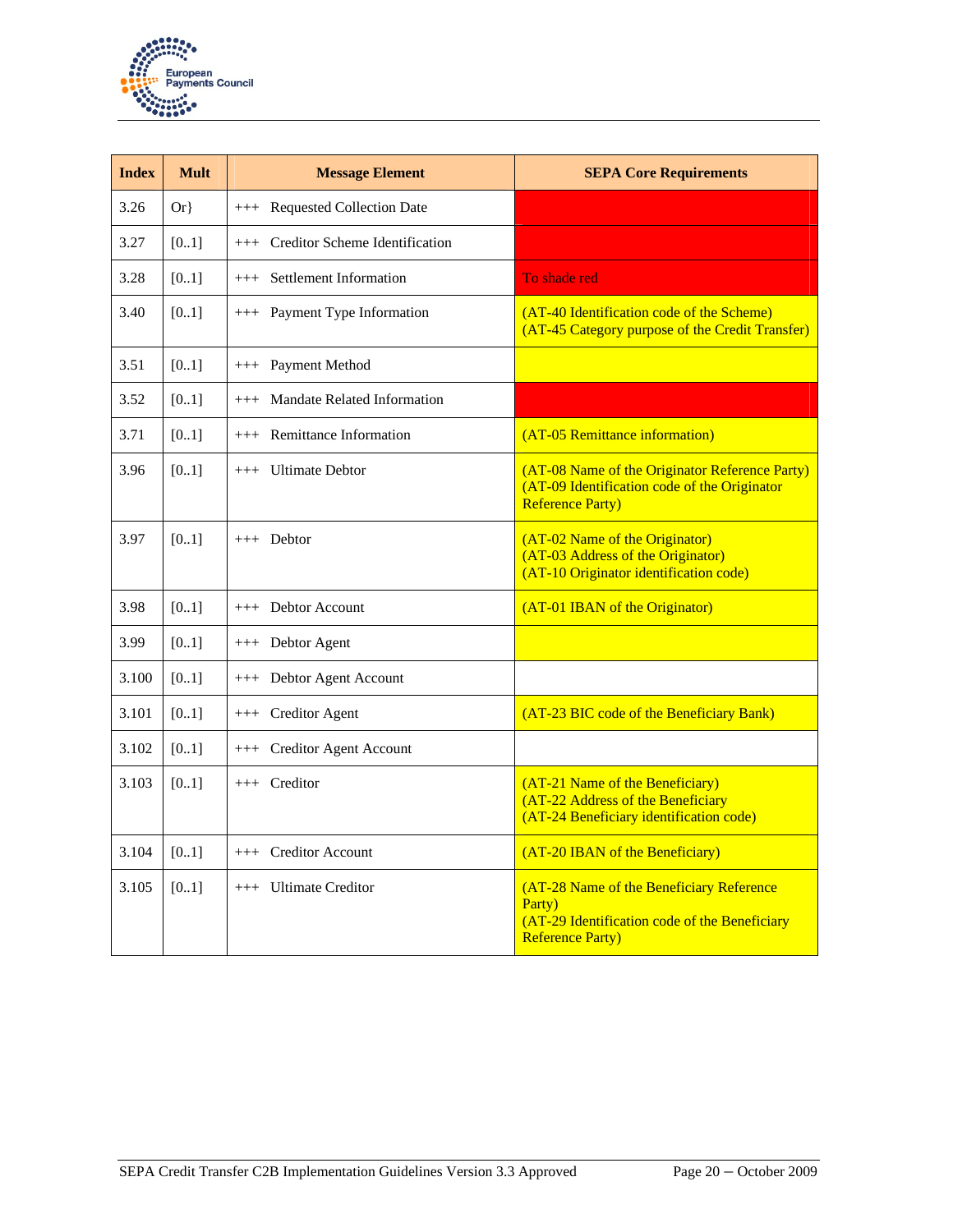| Index | Mult | Message Element | SEPA Core Requirements |
|---|---|---|---|
| 3.26 | Or} | +++ Requested Collection Date | |
| 3.27 | [0..1] | +++ Creditor Scheme Identification | |
| 3.28 | [0..1] | +++ Settlement Information | To shade red |
| 3.40 | [0..1] | +++ Payment Type Information | (AT-40 Identification code of the Scheme)<br>(AT-45 Category purpose of the Credit Transfer) |
| 3.51 | [0..1] | +++ Payment Method | |
| 3.52 | [0..1] | +++ Mandate Related Information | |
| 3.71 | [0..1] | +++ Remittance Information | (AT-05 Remittance information) |
| 3.96 | [0..1] | +++ Ultimate Debtor | (AT-08 Name of the Originator Reference Party)<br>(AT-09 Identification code of the Originator Reference Party) |
| 3.97 | [0..1] | +++ Debtor | (AT-02 Name of the Originator)<br>(AT-03 Address of the Originator)<br>(AT-10 Originator identification code) |
| 3.98 | [0..1] | +++ Debtor Account | (AT-01 IBAN of the Originator) |
| 3.99 | [0..1] | +++ Debtor Agent | |
| 3.100 | [0..1] | +++ Debtor Agent Account | |
| 3.101 | [0..1] | +++ Creditor Agent | (AT-23 BIC code of the Beneficiary Bank) |
| 3.102 | [0..1] | +++ Creditor Agent Account | |
| 3.103 | [0..1] | +++ Creditor | (AT-21 Name of the Beneficiary)<br>(AT-22 Address of the Beneficiary<br>(AT-24 Beneficiary identification code) |
| 3.104 | [0..1] | +++ Creditor Account | (AT-20 IBAN of the Beneficiary) |
| 3.105 | [0..1] | +++ Ultimate Creditor | (AT-28 Name of the Beneficiary Reference Party)<br>(AT-29 Identification code of the Beneficiary Reference Party) |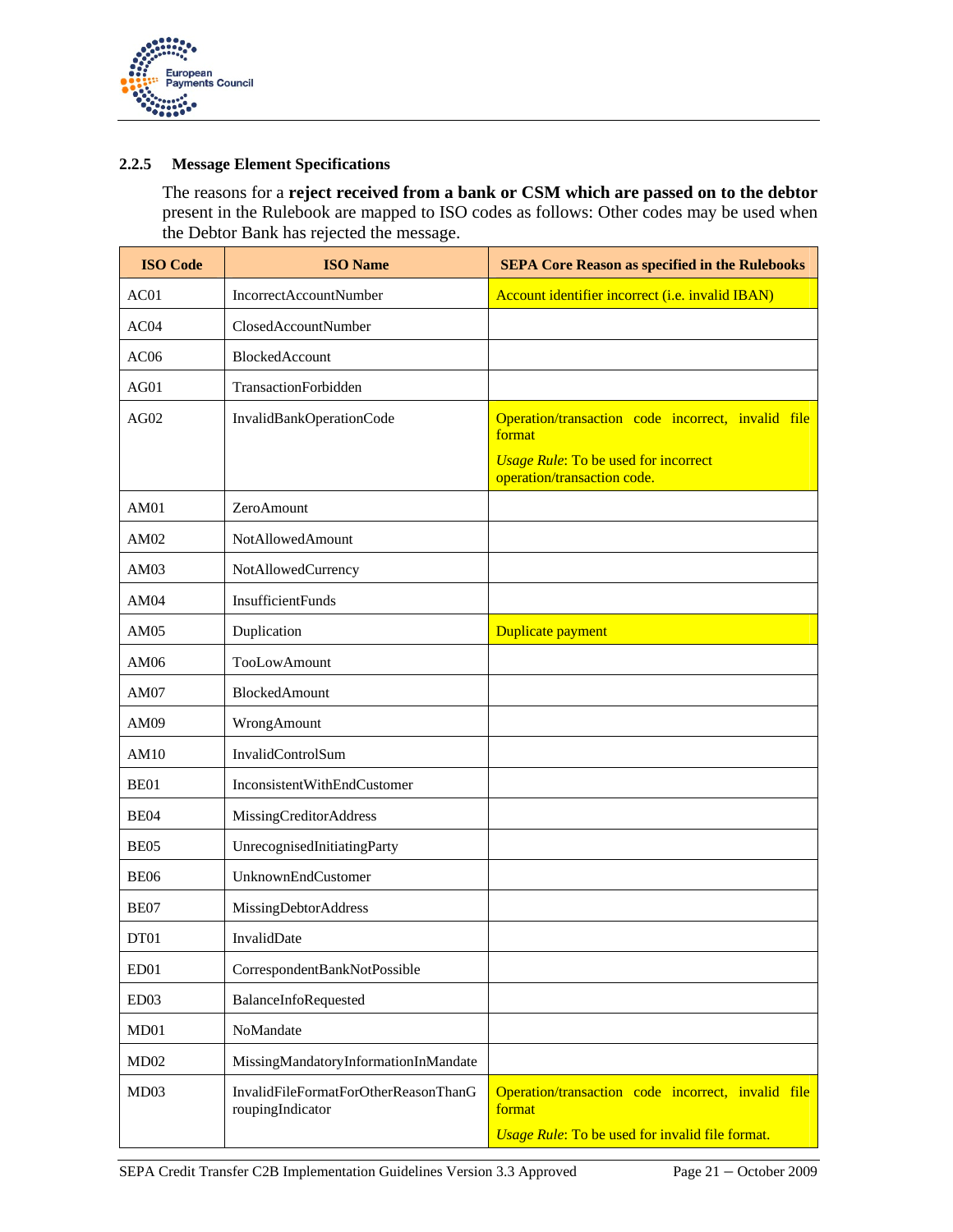### 2.2.5 Message Element Specifications

The reasons for a **reject received from a bank or CSM which are passed on to the debtor** present in the Rulebook are mapped to ISO codes as follows: Other codes may be used when the Debtor Bank has rejected the message.

| ISO Code | ISO Name | SEPA Core Reason as specified in the Rulebooks |
|---|---|---|
| AC01 | IncorrectAccountNumber | Account identifier incorrect (i.e. invalid IBAN) |
| AC04 | ClosedAccountNumber | |
| AC06 | BlockedAccount | |
| AG01 | TransactionForbidden | |
| AG02 | InvalidBankOperationCode | Operation/transaction code incorrect, invalid file format<br>*Usage Rule*: To be used for incorrect operation/transaction code. |
| AM01 | ZeroAmount | |
| AM02 | NotAllowedAmount | |
| AM03 | NotAllowedCurrency | |
| AM04 | InsufficientFunds | |
| AM05 | Duplication | Duplicate payment |
| AM06 | TooLowAmount | |
| AM07 | BlockedAmount | |
| AM09 | WrongAmount | |
| AM10 | InvalidControlSum | |
| BE01 | InconsistentWithEndCustomer | |
| BE04 | MissingCreditorAddress | |
| BE05 | UnrecognisedInitiatingParty | |
| BE06 | UnknownEndCustomer | |
| BE07 | MissingDebtorAddress | |
| DT01 | InvalidDate | |
| ED01 | CorrespondentBankNotPossible | |
| ED03 | BalanceInfoRequested | |
| MD01 | NoMandate | |
| MD02 | MissingMandatoryInformationInMandate | |
| MD03 | InvalidFileFormatForOtherReasonThanGroupingIndicator | Operation/transaction code incorrect, invalid file format<br>*Usage Rule*: To be used for invalid file format. |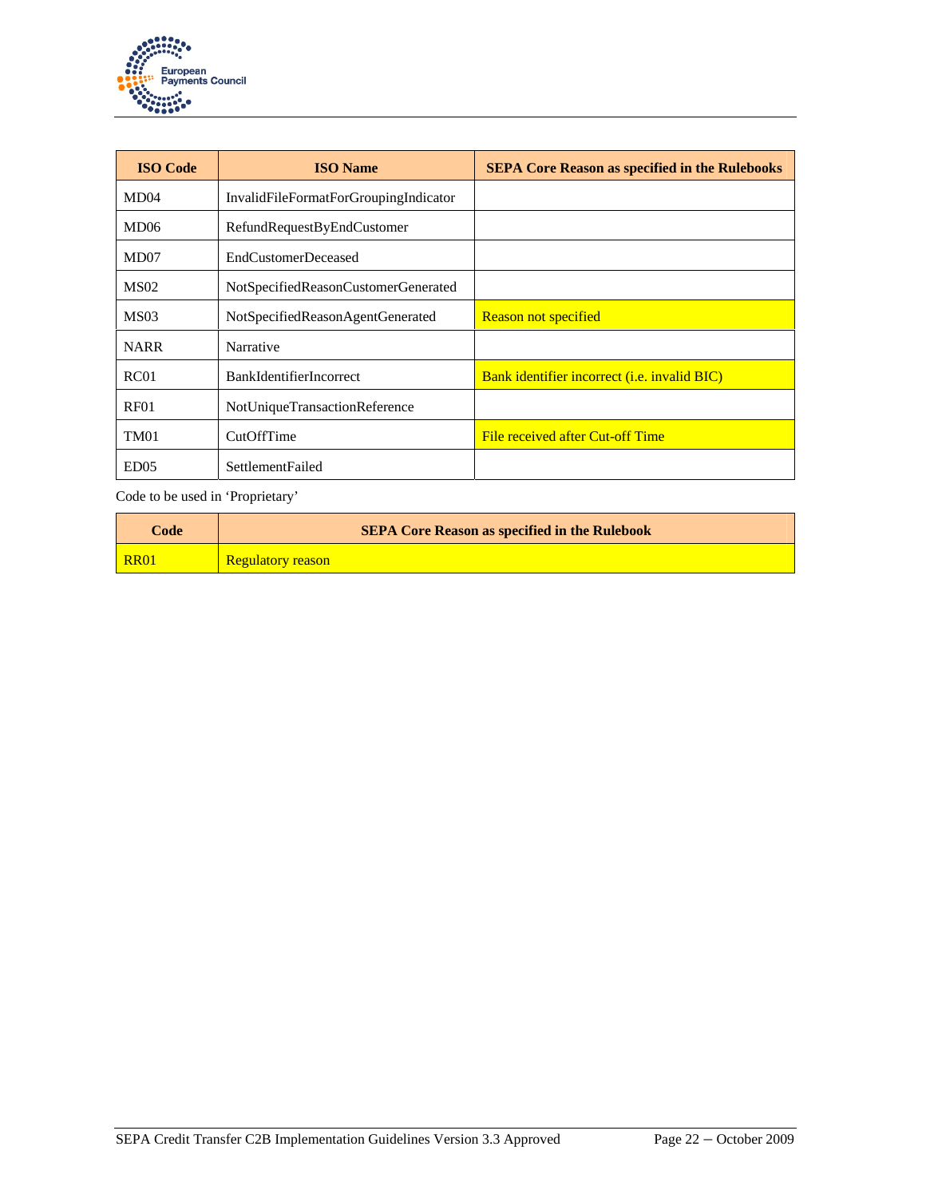| ISO Code | ISO Name | SEPA Core Reason as specified in the Rulebooks |
|---|---|---|
| MD04 | InvalidFileFormatForGroupingIndicator | |
| MD06 | RefundRequestByEndCustomer | |
| MD07 | EndCustomerDeceased | |
| MS02 | NotSpecifiedReasonCustomerGenerated | |
| MS03 | NotSpecifiedReasonAgentGenerated | Reason not specified |
| NARR | Narrative | |
| RC01 | BankIdentifierIncorrect | Bank identifier incorrect (i.e. invalid BIC) |
| RF01 | NotUniqueTransactionReference | |
| TM01 | CutOffTime | File received after Cut-off Time |
| ED05 | SettlementFailed | |

Code to be used in 'Proprietary'

| Code | SEPA Core Reason as specified in the Rulebook |
|---|---|
| RR01 | Regulatory reason |